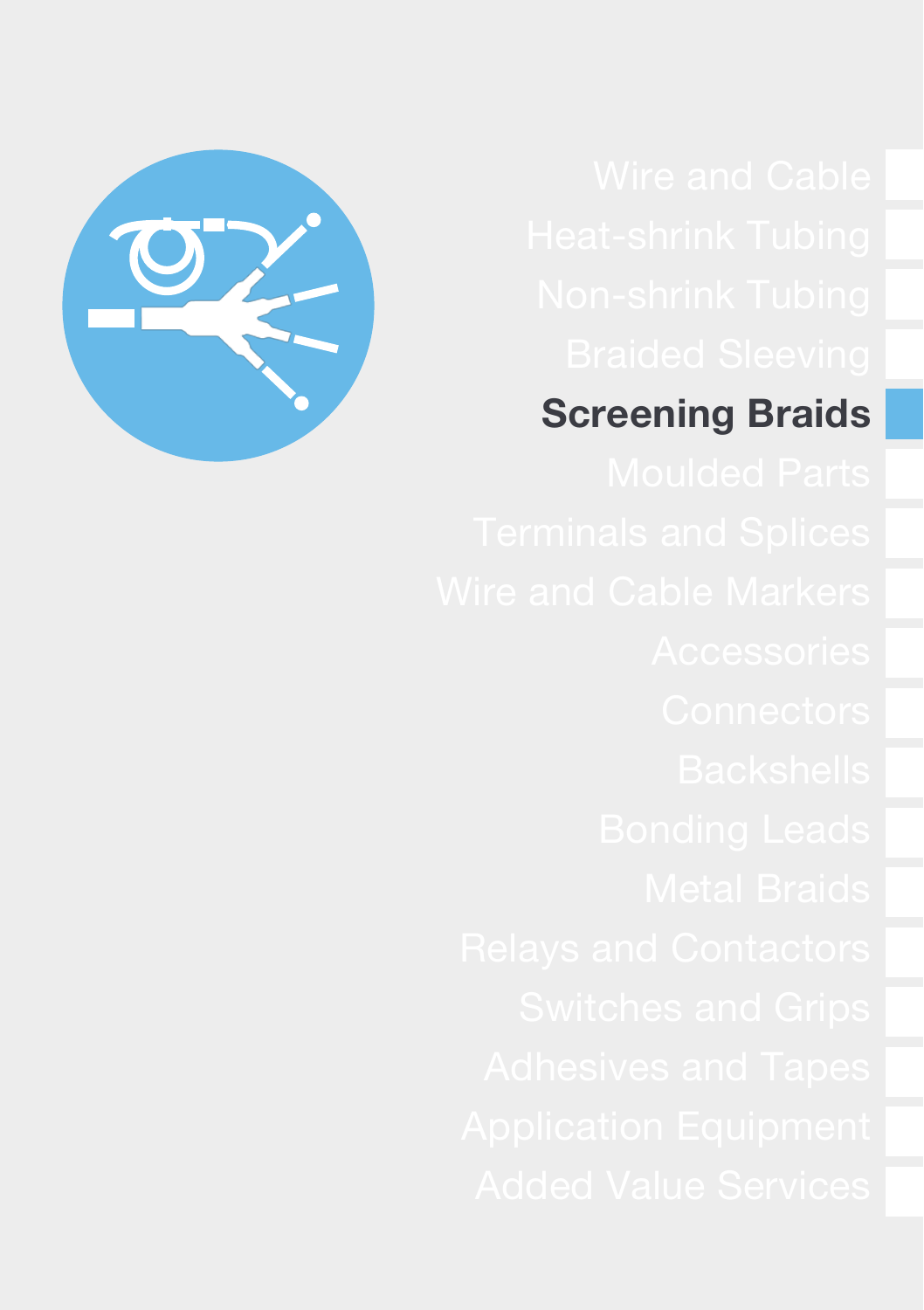Wire and Cable

Heat-shrink Tubing

Non-shrink Tubing

Braided Sleeving

**Screening Braids**

Moulded Parts

Terminals and Splices

Wire and Cable Markers

Accessories

Connectors

Backshells

Bonding Leads

Metal Braids

Relays and Contactors

Switches and Grips

Adhesives and Tapes

Application Equipment

Added Value Services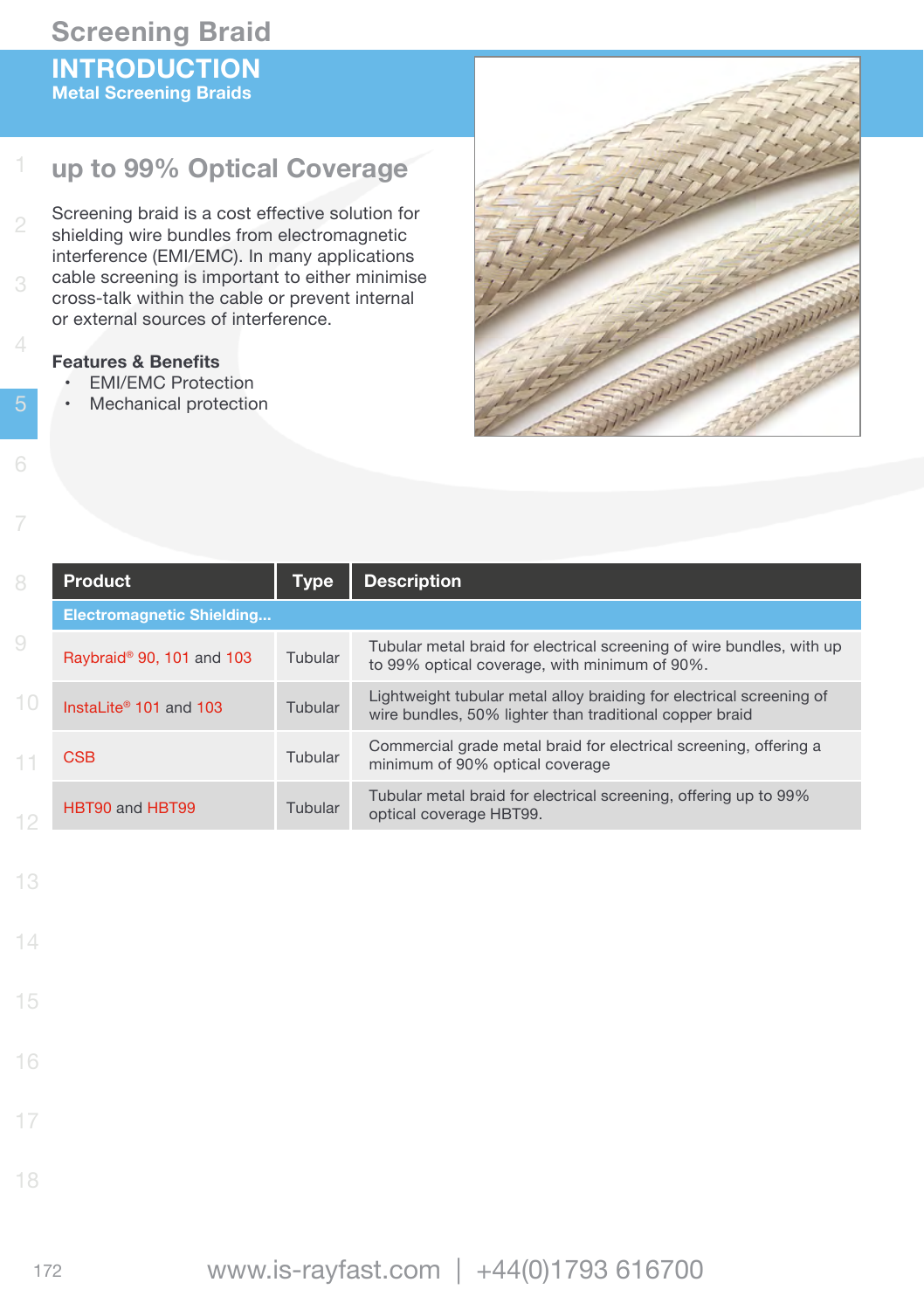# Screening Braid

## INTRODUCTION

### Metal Screening Braids

## up to 99% Optical Coverage

Screening braid is a cost effective solution for shielding wire bundles from electromagnetic interference (EMI/EMC). In many applications cable screening is important to either minimise cross-talk within the cable or prevent internal or external sources of interference.

**Features & Benefits**

- EMI/EMC Protection
- Mechanical protection

| Product | Type | Description |
|---|---|---|
| **Electromagnetic Shielding...** | | |
| Raybraid® 90, 101 and 103 | Tubular | Tubular metal braid for electrical screening of wire bundles, with up to 99% optical coverage, with minimum of 90%. |
| InstaLite® 101 and 103 | Tubular | Lightweight tubular metal alloy braiding for electrical screening of wire bundles, 50% lighter than traditional copper braid |
| CSB | Tubular | Commercial grade metal braid for electrical screening, offering a minimum of 90% optical coverage |
| HBT90 and HBT99 | Tubular | Tubular metal braid for electrical screening, offering up to 99% optical coverage HBT99. |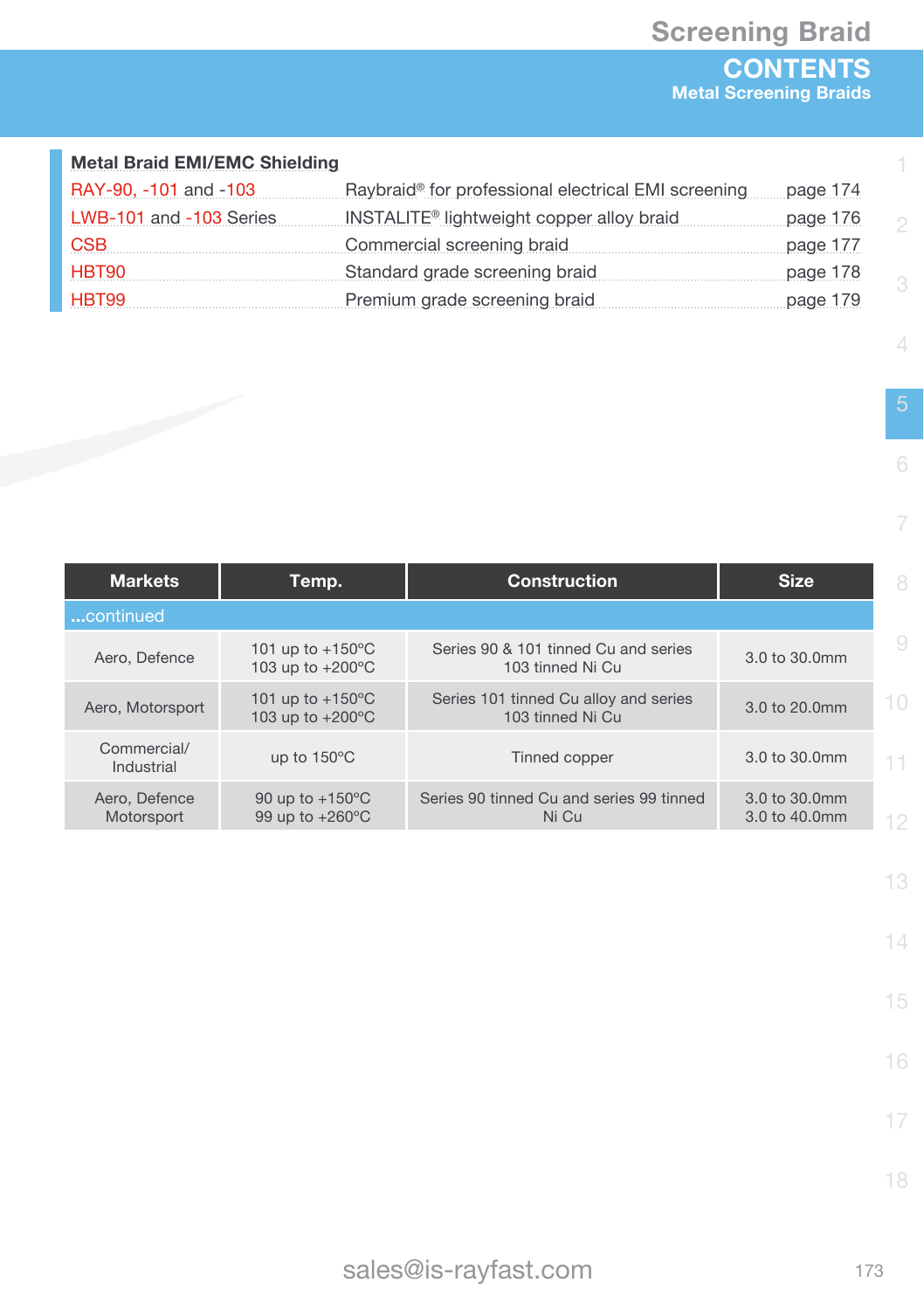# Screening Braid

## CONTENTS

### Metal Screening Braids

**Metal Braid EMI/EMC Shielding**

| | | |
|---|---|---|
| RAY-90, -101 and -103 | Raybraid® for professional electrical EMI screening | page 174 |
| LWB-101 and -103 Series | INSTALITE® lightweight copper alloy braid | page 176 |
| CSB | Commercial screening braid | page 177 |
| HBT90 | Standard grade screening braid | page 178 |
| HBT99 | Premium grade screening braid | page 179 |

| Markets | Temp. | Construction | Size |
|---|---|---|---|
| ...continued | | | |
| Aero, Defence | 101 up to +150°C<br>103 up to +200°C | Series 90 & 101 tinned Cu and series 103 tinned Ni Cu | 3.0 to 30.0mm |
| Aero, Motorsport | 101 up to +150°C<br>103 up to +200°C | Series 101 tinned Cu alloy and series 103 tinned Ni Cu | 3.0 to 20.0mm |
| Commercial/ Industrial | up to 150°C | Tinned copper | 3.0 to 30.0mm |
| Aero, Defence Motorsport | 90 up to +150°C<br>99 up to +260°C | Series 90 tinned Cu and series 99 tinned Ni Cu | 3.0 to 30.0mm<br>3.0 to 40.0mm |

sales@is-rayfast.com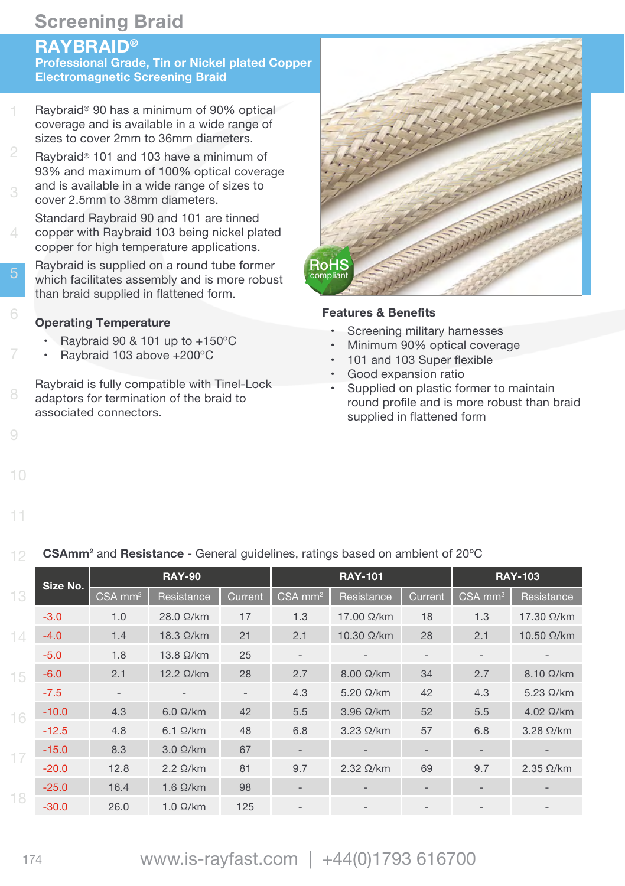# Screening Braid

## RAYBRAID®

**Professional Grade, Tin or Nickel plated Copper Electromagnetic Screening Braid**

Raybraid® 90 has a minimum of 90% optical coverage and is available in a wide range of sizes to cover 2mm to 36mm diameters.

Raybraid® 101 and 103 have a minimum of 93% and maximum of 100% optical coverage and is available in a wide range of sizes to cover 2.5mm to 38mm diameters.

Standard Raybraid 90 and 101 are tinned copper with Raybraid 103 being nickel plated copper for high temperature applications.

Raybraid is supplied on a round tube former which facilitates assembly and is more robust than braid supplied in flattened form.

### Operating Temperature

- Raybraid 90 & 101 up to +150°C
- Raybraid 103 above +200°C

Raybraid is fully compatible with Tinel-Lock adaptors for termination of the braid to associated connectors.

RoHS compliant

### Features & Benefits

- Screening military harnesses
- Minimum 90% optical coverage
- 101 and 103 Super flexible
- Good expansion ratio
- Supplied on plastic former to maintain round profile and is more robust than braid supplied in flattened form

**CSAmm² and Resistance** - General guidelines, ratings based on ambient of 20°C

| Size No. | RAY-90 | | | RAY-101 | | | RAY-103 | |
|---|---|---|---|---|---|---|---|---|
| | CSA mm² | Resistance | Current | CSA mm² | Resistance | Current | CSA mm² | Resistance |
| -3.0 | 1.0 | 28.0 Ω/km | 17 | 1.3 | 17.00 Ω/km | 18 | 1.3 | 17.30 Ω/km |
| -4.0 | 1.4 | 18.3 Ω/km | 21 | 2.1 | 10.30 Ω/km | 28 | 2.1 | 10.50 Ω/km |
| -5.0 | 1.8 | 13.8 Ω/km | 25 | - | - | - | - | - |
| -6.0 | 2.1 | 12.2 Ω/km | 28 | 2.7 | 8.00 Ω/km | 34 | 2.7 | 8.10 Ω/km |
| -7.5 | - | - | - | 4.3 | 5.20 Ω/km | 42 | 4.3 | 5.23 Ω/km |
| -10.0 | 4.3 | 6.0 Ω/km | 42 | 5.5 | 3.96 Ω/km | 52 | 5.5 | 4.02 Ω/km |
| -12.5 | 4.8 | 6.1 Ω/km | 48 | 6.8 | 3.23 Ω/km | 57 | 6.8 | 3.28 Ω/km |
| -15.0 | 8.3 | 3.0 Ω/km | 67 | - | - | - | - | - |
| -20.0 | 12.8 | 2.2 Ω/km | 81 | 9.7 | 2.32 Ω/km | 69 | 9.7 | 2.35 Ω/km |
| -25.0 | 16.4 | 1.6 Ω/km | 98 | - | - | - | - | - |
| -30.0 | 26.0 | 1.0 Ω/km | 125 | - | - | - | - | - |

www.is-rayfast.com | +44(0)1793 616700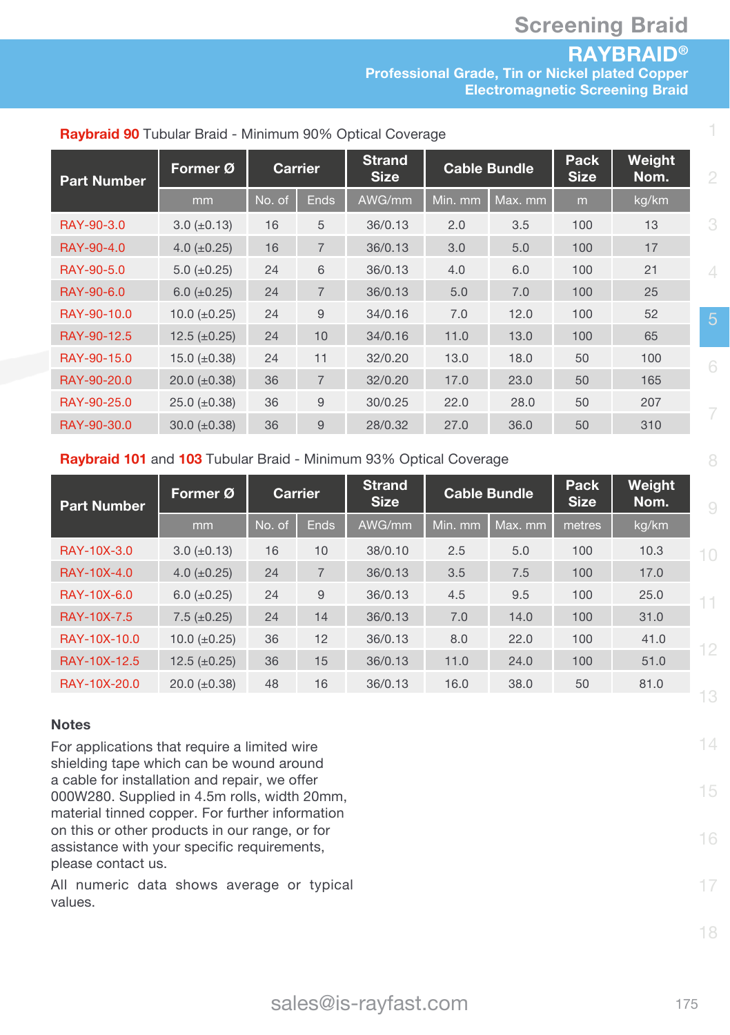# Screening Braid

## RAYBRAID®

**Professional Grade, Tin or Nickel plated Copper Electromagnetic Screening Braid**

**Raybraid 90** Tubular Braid - Minimum 90% Optical Coverage

| Part Number | Former Ø | Carrier | | Strand Size | Cable Bundle | | Pack Size | Weight Nom. |
|---|---|---|---|---|---|---|---|---|
| | mm | No. of | Ends | AWG/mm | Min. mm | Max. mm | m | kg/km |
| RAY-90-3.0 | 3.0 (±0.13) | 16 | 5 | 36/0.13 | 2.0 | 3.5 | 100 | 13 |
| RAY-90-4.0 | 4.0 (±0.25) | 16 | 7 | 36/0.13 | 3.0 | 5.0 | 100 | 17 |
| RAY-90-5.0 | 5.0 (±0.25) | 24 | 6 | 36/0.13 | 4.0 | 6.0 | 100 | 21 |
| RAY-90-6.0 | 6.0 (±0.25) | 24 | 7 | 36/0.13 | 5.0 | 7.0 | 100 | 25 |
| RAY-90-10.0 | 10.0 (±0.25) | 24 | 9 | 34/0.16 | 7.0 | 12.0 | 100 | 52 |
| RAY-90-12.5 | 12.5 (±0.25) | 24 | 10 | 34/0.16 | 11.0 | 13.0 | 100 | 65 |
| RAY-90-15.0 | 15.0 (±0.38) | 24 | 11 | 32/0.20 | 13.0 | 18.0 | 50 | 100 |
| RAY-90-20.0 | 20.0 (±0.38) | 36 | 7 | 32/0.20 | 17.0 | 23.0 | 50 | 165 |
| RAY-90-25.0 | 25.0 (±0.38) | 36 | 9 | 30/0.25 | 22.0 | 28.0 | 50 | 207 |
| RAY-90-30.0 | 30.0 (±0.38) | 36 | 9 | 28/0.32 | 27.0 | 36.0 | 50 | 310 |

**Raybraid 101** and **103** Tubular Braid - Minimum 93% Optical Coverage

| Part Number | Former Ø | Carrier | | Strand Size | Cable Bundle | | Pack Size | Weight Nom. |
|---|---|---|---|---|---|---|---|---|
| | mm | No. of | Ends | AWG/mm | Min. mm | Max. mm | metres | kg/km |
| RAY-10X-3.0 | 3.0 (±0.13) | 16 | 10 | 38/0.10 | 2.5 | 5.0 | 100 | 10.3 |
| RAY-10X-4.0 | 4.0 (±0.25) | 24 | 7 | 36/0.13 | 3.5 | 7.5 | 100 | 17.0 |
| RAY-10X-6.0 | 6.0 (±0.25) | 24 | 9 | 36/0.13 | 4.5 | 9.5 | 100 | 25.0 |
| RAY-10X-7.5 | 7.5 (±0.25) | 24 | 14 | 36/0.13 | 7.0 | 14.0 | 100 | 31.0 |
| RAY-10X-10.0 | 10.0 (±0.25) | 36 | 12 | 36/0.13 | 8.0 | 22.0 | 100 | 41.0 |
| RAY-10X-12.5 | 12.5 (±0.25) | 36 | 15 | 36/0.13 | 11.0 | 24.0 | 100 | 51.0 |
| RAY-10X-20.0 | 20.0 (±0.38) | 48 | 16 | 36/0.13 | 16.0 | 38.0 | 50 | 81.0 |

### Notes

For applications that require a limited wire shielding tape which can be wound around a cable for installation and repair, we offer 000W280. Supplied in 4.5m rolls, width 20mm, material tinned copper. For further information on this or other products in our range, or for assistance with your specific requirements, please contact us.

All numeric data shows average or typical values.

sales@is-rayfast.com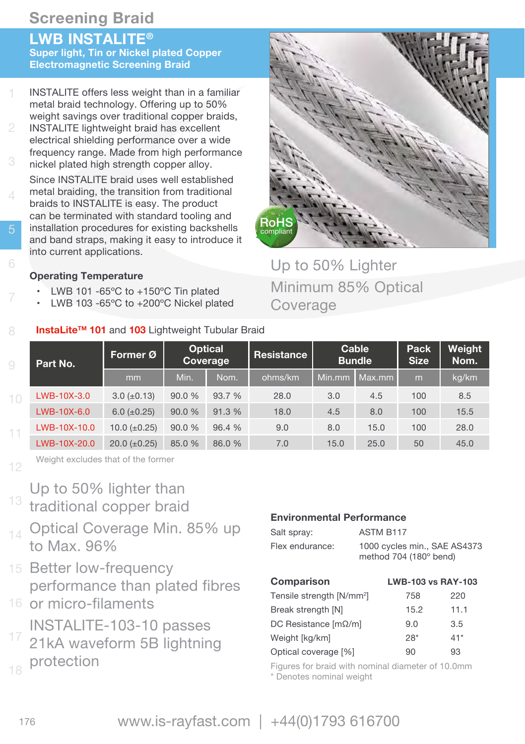# Screening Braid

## LWB INSTALITE®

**Super light, Tin or Nickel plated Copper Electromagnetic Screening Braid**

INSTALITE offers less weight than in a familiar metal braid technology. Offering up to 50% weight savings over traditional copper braids, INSTALITE lightweight braid has excellent electrical shielding performance over a wide frequency range. Made from high performance nickel plated high strength copper alloy.

Since INSTALITE braid uses well established metal braiding, the transition from traditional braids to INSTALITE is easy. The product can be terminated with standard tooling and installation procedures for existing backshells and band straps, making it easy to introduce it into current applications.

### Operating Temperature

- LWB 101 -65ºC to +150ºC Tin plated
- LWB 103 -65ºC to +200ºC Nickel plated

RoHS compliant

Up to 50% Lighter

Minimum 85% Optical Coverage

### InstaLite™ 101 and 103 Lightweight Tubular Braid

| Part No. | Former Ø | Optical Coverage | | Resistance | Cable Bundle | | Pack Size | Weight Nom. |
|---|---|---|---|---|---|---|---|---|
| | mm | Min. | Nom. | ohms/km | Min.mm | Max.mm | m | kg/km |
| LWB-10X-3.0 | 3.0 (±0.13) | 90.0 % | 93.7 % | 28.0 | 3.0 | 4.5 | 100 | 8.5 |
| LWB-10X-6.0 | 6.0 (±0.25) | 90.0 % | 91.3 % | 18.0 | 4.5 | 8.0 | 100 | 15.5 |
| LWB-10X-10.0 | 10.0 (±0.25) | 90.0 % | 96.4 % | 9.0 | 8.0 | 15.0 | 100 | 28.0 |
| LWB-10X-20.0 | 20.0 (±0.25) | 85.0 % | 86.0 % | 7.0 | 15.0 | 25.0 | 50 | 45.0 |

Weight excludes that of the former

Up to 50% lighter than traditional copper braid

Optical Coverage Min. 85% up to Max. 96%

Better low-frequency performance than plated fibres or micro-filaments

INSTALITE-103-10 passes 21kA waveform 5B lightning protection

### Environmental Performance

| | |
|---|---|
| Salt spray: | ASTM B117 |
| Flex endurance: | 1000 cycles min., SAE AS4373 method 704 (180º bend) |

### Comparison

| | LWB-103 | RAY-103 |
|---|---|---|
| Tensile strength [N/mm²] | 758 | 220 |
| Break strength [N] | 15.2 | 11.1 |
| DC Resistance [mΩ/m] | 9.0 | 3.5 |
| Weight [kg/km] | 28* | 41* |
| Optical coverage [%] | 90 | 93 |

Figures for braid with nominal diameter of 10.0mm

* Denotes nominal weight

www.is-rayfast.com | +44(0)1793 616700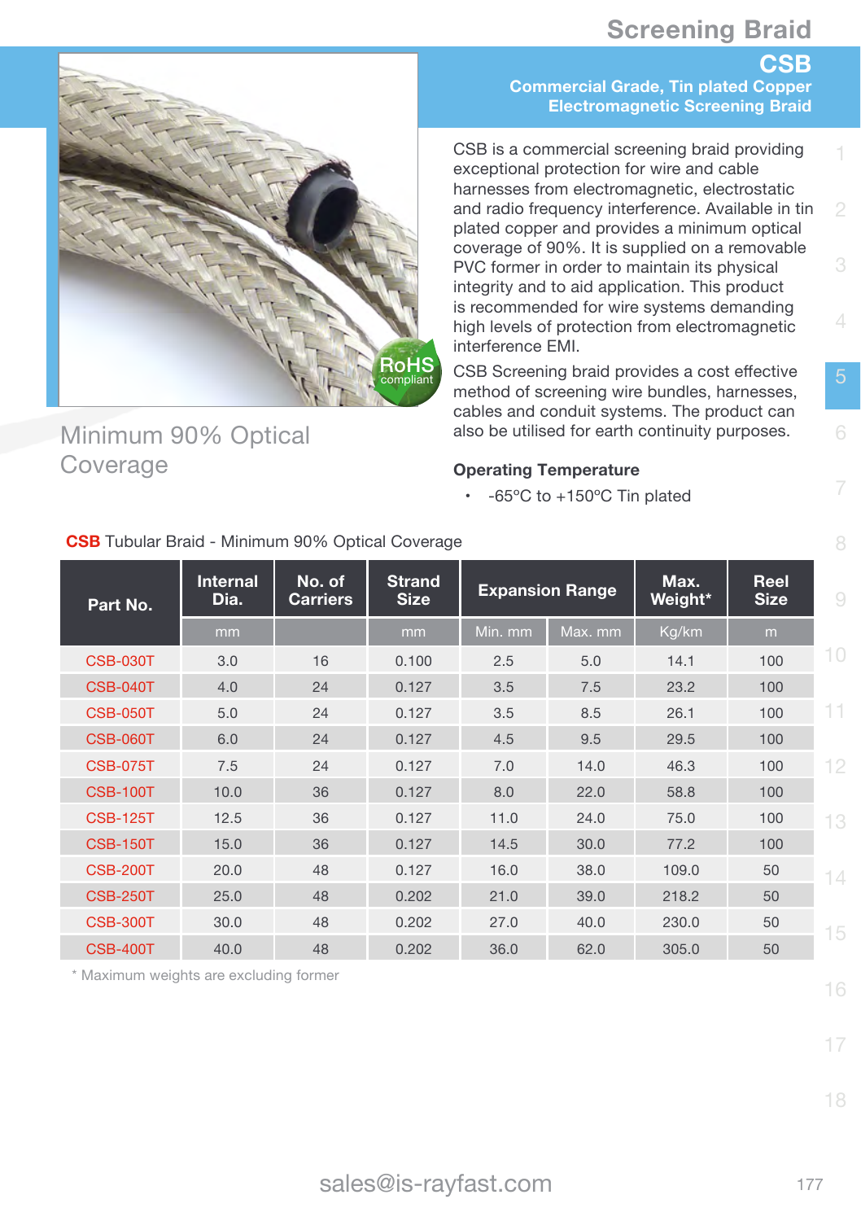# Screening Braid

## CSB

### Commercial Grade, Tin plated Copper Electromagnetic Screening Braid

Minimum 90% Optical Coverage

CSB is a commercial screening braid providing exceptional protection for wire and cable harnesses from electromagnetic, electrostatic and radio frequency interference. Available in tin plated copper and provides a minimum optical coverage of 90%. It is supplied on a removable PVC former in order to maintain its physical integrity and to aid application. This product is recommended for wire systems demanding high levels of protection from electromagnetic interference EMI.

CSB Screening braid provides a cost effective method of screening wire bundles, harnesses, cables and conduit systems. The product can also be utilised for earth continuity purposes.

**Operating Temperature**

- -65°C to +150°C Tin plated

**CSB** Tubular Braid - Minimum 90% Optical Coverage

| Part No. | Internal Dia. | No. of Carriers | Strand Size | Expansion Range | | Max. Weight* | Reel Size |
|---|---|---|---|---|---|---|---|
| | mm | | mm | Min. mm | Max. mm | Kg/km | m |
| CSB-030T | 3.0 | 16 | 0.100 | 2.5 | 5.0 | 14.1 | 100 |
| CSB-040T | 4.0 | 24 | 0.127 | 3.5 | 7.5 | 23.2 | 100 |
| CSB-050T | 5.0 | 24 | 0.127 | 3.5 | 8.5 | 26.1 | 100 |
| CSB-060T | 6.0 | 24 | 0.127 | 4.5 | 9.5 | 29.5 | 100 |
| CSB-075T | 7.5 | 24 | 0.127 | 7.0 | 14.0 | 46.3 | 100 |
| CSB-100T | 10.0 | 36 | 0.127 | 8.0 | 22.0 | 58.8 | 100 |
| CSB-125T | 12.5 | 36 | 0.127 | 11.0 | 24.0 | 75.0 | 100 |
| CSB-150T | 15.0 | 36 | 0.127 | 14.5 | 30.0 | 77.2 | 100 |
| CSB-200T | 20.0 | 48 | 0.127 | 16.0 | 38.0 | 109.0 | 50 |
| CSB-250T | 25.0 | 48 | 0.202 | 21.0 | 39.0 | 218.2 | 50 |
| CSB-300T | 30.0 | 48 | 0.202 | 27.0 | 40.0 | 230.0 | 50 |
| CSB-400T | 40.0 | 48 | 0.202 | 36.0 | 62.0 | 305.0 | 50 |

* Maximum weights are excluding former

sales@is-rayfast.com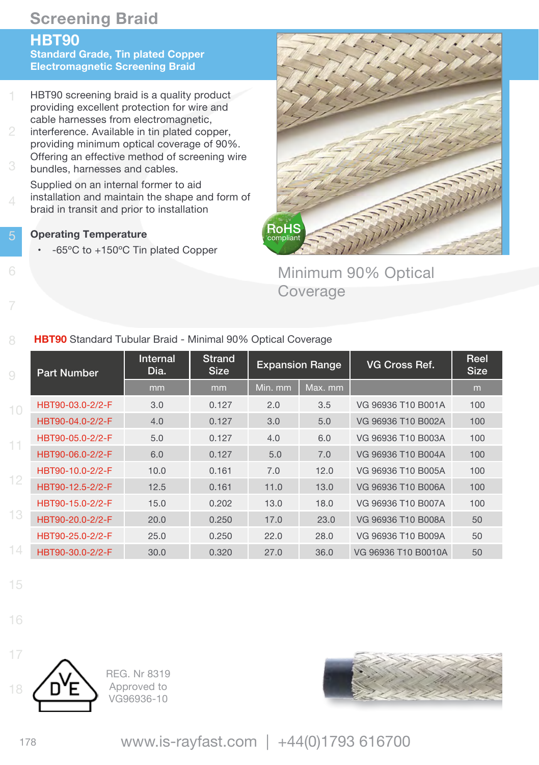# Screening Braid

## HBT90

**Standard Grade, Tin plated Copper Electromagnetic Screening Braid**

HBT90 screening braid is a quality product providing excellent protection for wire and cable harnesses from electromagnetic, interference. Available in tin plated copper, providing minimum optical coverage of 90%. Offering an effective method of screening wire bundles, harnesses and cables.

Supplied on an internal former to aid installation and maintain the shape and form of braid in transit and prior to installation

### Operating Temperature

- -65ºC to +150ºC Tin plated Copper

RoHS compliant

Minimum 90% Optical Coverage

**HBT90** Standard Tubular Braid - Minimal 90% Optical Coverage

| Part Number | Internal Dia. | Strand Size | Expansion Range | | VG Cross Ref. | Reel Size |
|---|---|---|---|---|---|---|
| | mm | mm | Min. mm | Max. mm | | m |
| HBT90-03.0-2/2-F | 3.0 | 0.127 | 2.0 | 3.5 | VG 96936 T10 B001A | 100 |
| HBT90-04.0-2/2-F | 4.0 | 0.127 | 3.0 | 5.0 | VG 96936 T10 B002A | 100 |
| HBT90-05.0-2/2-F | 5.0 | 0.127 | 4.0 | 6.0 | VG 96936 T10 B003A | 100 |
| HBT90-06.0-2/2-F | 6.0 | 0.127 | 5.0 | 7.0 | VG 96936 T10 B004A | 100 |
| HBT90-10.0-2/2-F | 10.0 | 0.161 | 7.0 | 12.0 | VG 96936 T10 B005A | 100 |
| HBT90-12.5-2/2-F | 12.5 | 0.161 | 11.0 | 13.0 | VG 96936 T10 B006A | 100 |
| HBT90-15.0-2/2-F | 15.0 | 0.202 | 13.0 | 18.0 | VG 96936 T10 B007A | 100 |
| HBT90-20.0-2/2-F | 20.0 | 0.250 | 17.0 | 23.0 | VG 96936 T10 B008A | 50 |
| HBT90-25.0-2/2-F | 25.0 | 0.250 | 22.0 | 28.0 | VG 96936 T10 B009A | 50 |
| HBT90-30.0-2/2-F | 30.0 | 0.320 | 27.0 | 36.0 | VG 96936 T10 B0010A | 50 |

REG. Nr 8319
Approved to
VG96936-10

www.is-rayfast.com | +44(0)1793 616700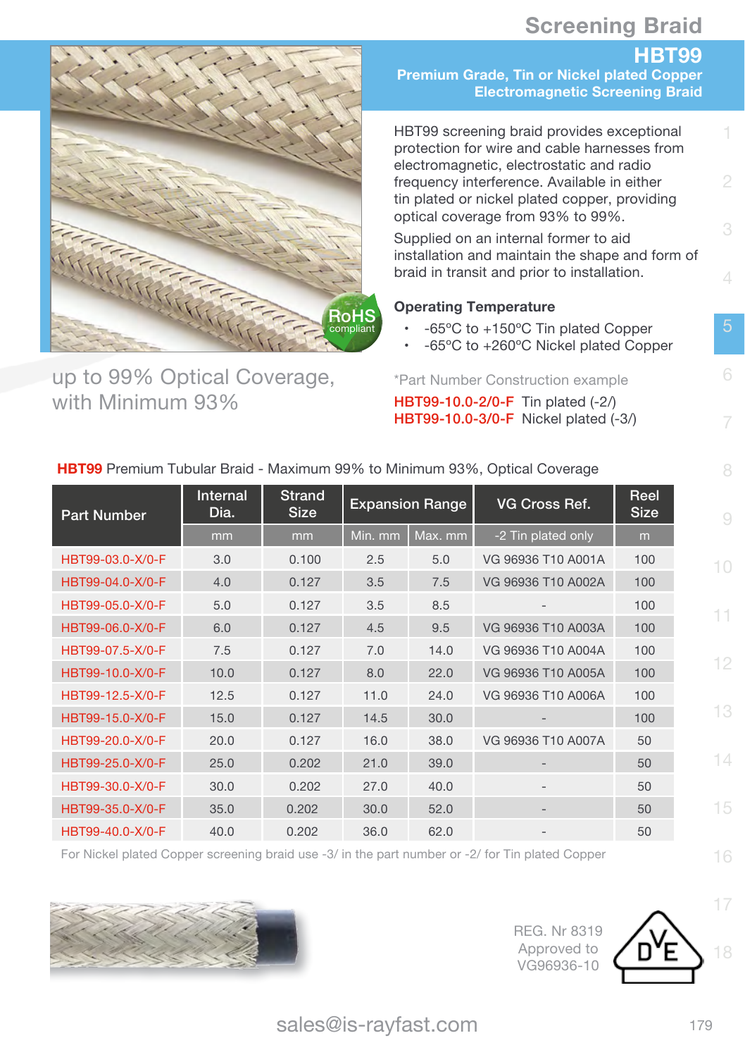# Screening Braid

## HBT99

### Premium Grade, Tin or Nickel plated Copper Electromagnetic Screening Braid

RoHS compliant

up to 99% Optical Coverage, with Minimum 93%

HBT99 screening braid provides exceptional protection for wire and cable harnesses from electromagnetic, electrostatic and radio frequency interference. Available in either tin plated or nickel plated copper, providing optical coverage from 93% to 99%.

Supplied on an internal former to aid installation and maintain the shape and form of braid in transit and prior to installation.

**Operating Temperature**

- -65ºC to +150ºC Tin plated Copper
- -65ºC to +260ºC Nickel plated Copper

*Part Number Construction example

HBT99-10.0-2/0-F Tin plated (-2/)
HBT99-10.0-3/0-F Nickel plated (-3/)

**HBT99** Premium Tubular Braid - Maximum 99% to Minimum 93%, Optical Coverage

| Part Number | Internal Dia. | Strand Size | Expansion Range | | VG Cross Ref. | Reel Size |
|---|---|---|---|---|---|---|
| | mm | mm | Min. mm | Max. mm | -2 Tin plated only | m |
| HBT99-03.0-X/0-F | 3.0 | 0.100 | 2.5 | 5.0 | VG 96936 T10 A001A | 100 |
| HBT99-04.0-X/0-F | 4.0 | 0.127 | 3.5 | 7.5 | VG 96936 T10 A002A | 100 |
| HBT99-05.0-X/0-F | 5.0 | 0.127 | 3.5 | 8.5 | - | 100 |
| HBT99-06.0-X/0-F | 6.0 | 0.127 | 4.5 | 9.5 | VG 96936 T10 A003A | 100 |
| HBT99-07.5-X/0-F | 7.5 | 0.127 | 7.0 | 14.0 | VG 96936 T10 A004A | 100 |
| HBT99-10.0-X/0-F | 10.0 | 0.127 | 8.0 | 22.0 | VG 96936 T10 A005A | 100 |
| HBT99-12.5-X/0-F | 12.5 | 0.127 | 11.0 | 24.0 | VG 96936 T10 A006A | 100 |
| HBT99-15.0-X/0-F | 15.0 | 0.127 | 14.5 | 30.0 | - | 100 |
| HBT99-20.0-X/0-F | 20.0 | 0.127 | 16.0 | 38.0 | VG 96936 T10 A007A | 50 |
| HBT99-25.0-X/0-F | 25.0 | 0.202 | 21.0 | 39.0 | - | 50 |
| HBT99-30.0-X/0-F | 30.0 | 0.202 | 27.0 | 40.0 | - | 50 |
| HBT99-35.0-X/0-F | 35.0 | 0.202 | 30.0 | 52.0 | - | 50 |
| HBT99-40.0-X/0-F | 40.0 | 0.202 | 36.0 | 62.0 | - | 50 |

For Nickel plated Copper screening braid use -3/ in the part number or -2/ for Tin plated Copper

REG. Nr 8319
Approved to
VG96936-10

sales@is-rayfast.com